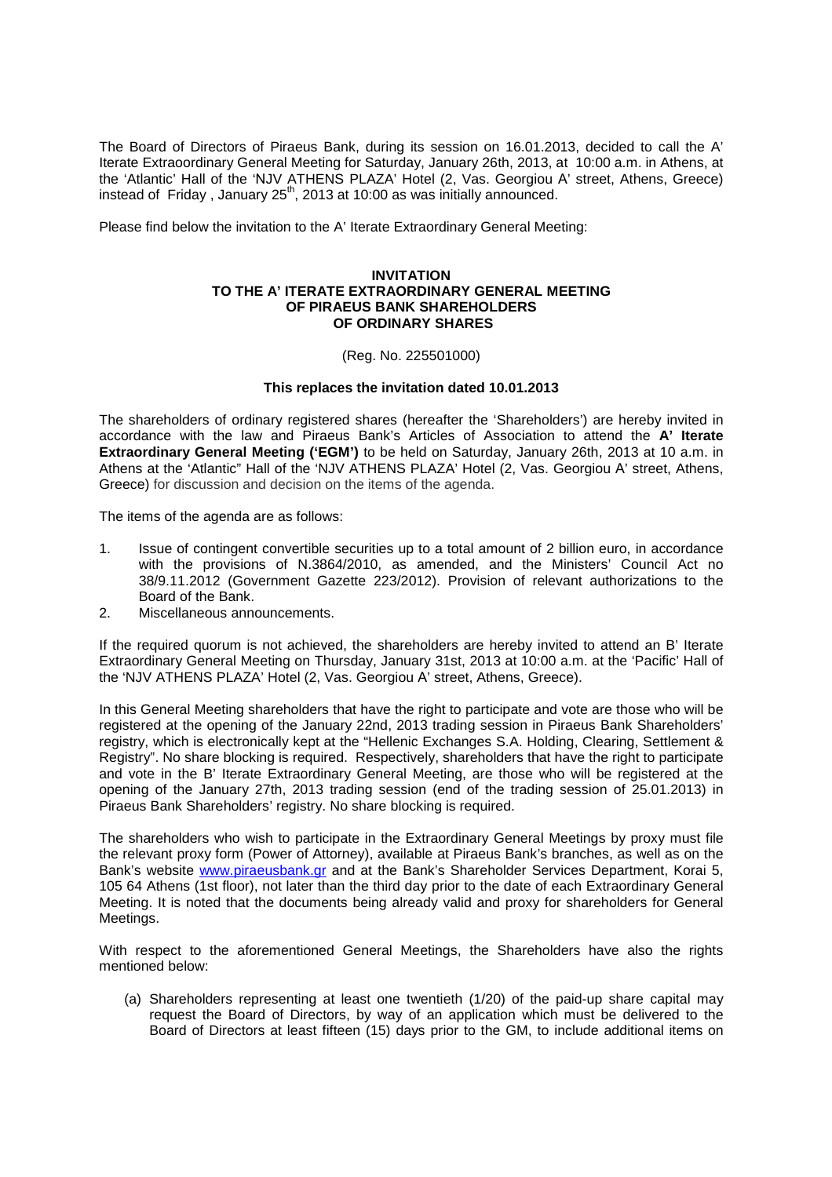The Board of Directors of Piraeus Bank, during its session on 16.01.2013, decided to call the A' Iterate Extraordinary General Meeting for Saturday, January 26th, 2013, at 10:00 a.m. in Athens, at the 'Atlantic' Hall of the 'NJV ATHENS PLAZA' Hotel (2, Vas. Georgiou A' street, Athens, Greece) instead of Friday , January 25th, 2013 at 10:00 as was initially announced.

Please find below the invitation to the A' Iterate Extraordinary General Meeting:

**INVITATION**
**TO THE A' ITERATE EXTRAORDINARY GENERAL MEETING**
**OF PIRAEUS BANK SHAREHOLDERS**
**OF ORDINARY SHARES**

(Reg. No. 225501000)

**This replaces the invitation dated 10.01.2013**

The shareholders of ordinary registered shares (hereafter the 'Shareholders') are hereby invited in accordance with the law and Piraeus Bank's Articles of Association to attend the **A' Iterate Extraordinary General Meeting ('EGM')** to be held on Saturday, January 26th, 2013 at 10 a.m. in Athens at the 'Atlantic" Hall of the 'NJV ATHENS PLAZA' Hotel (2, Vas. Georgiou A' street, Athens, Greece) for discussion and decision on the items of the agenda.

The items of the agenda are as follows:

1. Issue of contingent convertible securities up to a total amount of 2 billion euro, in accordance with the provisions of N.3864/2010, as amended, and the Ministers' Council Act no 38/9.11.2012 (Government Gazette 223/2012). Provision of relevant authorizations to the Board of the Bank.
2. Miscellaneous announcements.

If the required quorum is not achieved, the shareholders are hereby invited to attend an B' Iterate Extraordinary General Meeting on Thursday, January 31st, 2013 at 10:00 a.m. at the 'Pacific' Hall of the 'NJV ATHENS PLAZA' Hotel (2, Vas. Georgiou A' street, Athens, Greece).

In this General Meeting shareholders that have the right to participate and vote are those who will be registered at the opening of the January 22nd, 2013 trading session in Piraeus Bank Shareholders' registry, which is electronically kept at the "Hellenic Exchanges S.A. Holding, Clearing, Settlement & Registry". No share blocking is required. Respectively, shareholders that have the right to participate and vote in the B' Iterate Extraordinary General Meeting, are those who will be registered at the opening of the January 27th, 2013 trading session (end of the trading session of 25.01.2013) in Piraeus Bank Shareholders' registry. No share blocking is required.

The shareholders who wish to participate in the Extraordinary General Meetings by proxy must file the relevant proxy form (Power of Attorney), available at Piraeus Bank's branches, as well as on the Bank's website www.piraeusbank.gr and at the Bank's Shareholder Services Department, Korai 5, 105 64 Athens (1st floor), not later than the third day prior to the date of each Extraordinary General Meeting. It is noted that the documents being already valid and proxy for shareholders for General Meetings.

With respect to the aforementioned General Meetings, the Shareholders have also the rights mentioned below:

(a) Shareholders representing at least one twentieth (1/20) of the paid-up share capital may request the Board of Directors, by way of an application which must be delivered to the Board of Directors at least fifteen (15) days prior to the GM, to include additional items on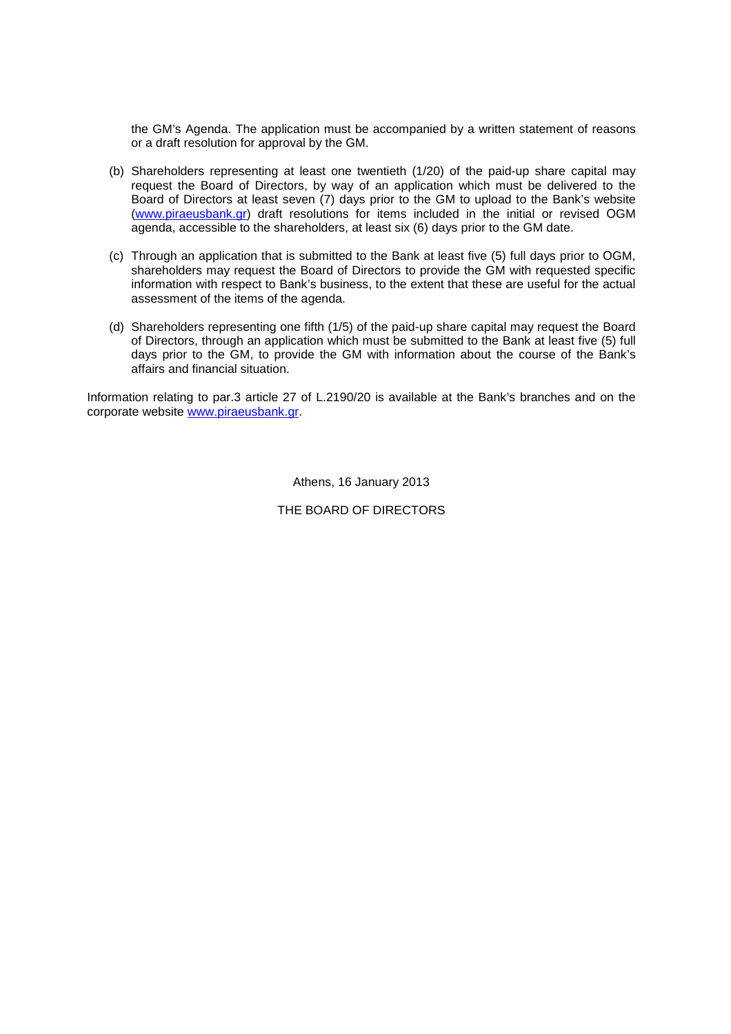the GM's Agenda. The application must be accompanied by a written statement of reasons or a draft resolution for approval by the GM.

(b) Shareholders representing at least one twentieth (1/20) of the paid-up share capital may request the Board of Directors, by way of an application which must be delivered to the Board of Directors at least seven (7) days prior to the GM to upload to the Bank's website (www.piraeusbank.gr) draft resolutions for items included in the initial or revised OGM agenda, accessible to the shareholders, at least six (6) days prior to the GM date.

(c) Through an application that is submitted to the Bank at least five (5) full days prior to OGM, shareholders may request the Board of Directors to provide the GM with requested specific information with respect to Bank's business, to the extent that these are useful for the actual assessment of the items of the agenda.

(d) Shareholders representing one fifth (1/5) of the paid-up share capital may request the Board of Directors, through an application which must be submitted to the Bank at least five (5) full days prior to the GM, to provide the GM with information about the course of the Bank's affairs and financial situation.

Information relating to par.3 article 27 of L.2190/20 is available at the Bank's branches and on the corporate website www.piraeusbank.gr.

Athens, 16 January 2013

THE BOARD OF DIRECTORS